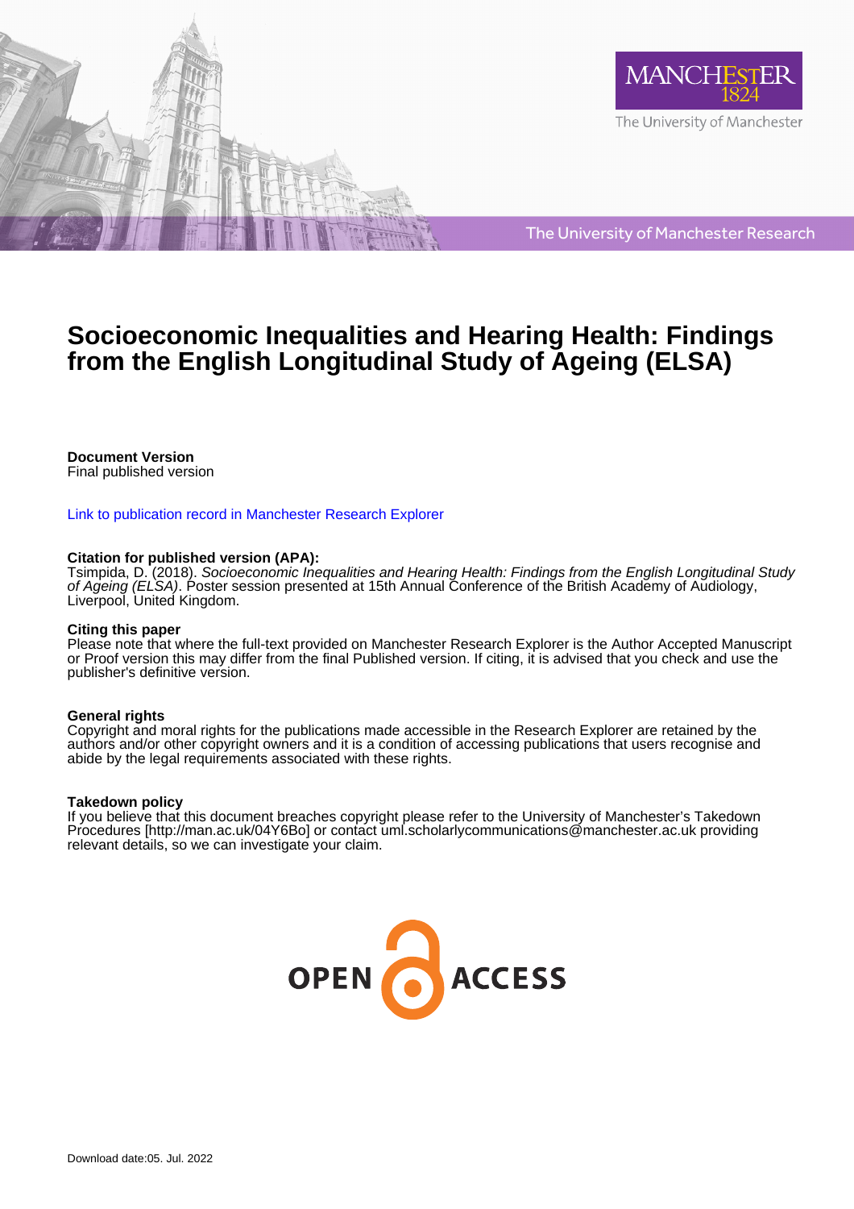# Socioeconomic Inequalities and Hearing Health: Findings from the English Longitudinal Study of Ageing (ELSA)

**Document Version**
Final published version

Link to publication record in Manchester Research Explorer

**Citation for published version (APA):**
Tsimpida, D. (2018). *Socioeconomic Inequalities and Hearing Health: Findings from the English Longitudinal Study of Ageing (ELSA)*. Poster session presented at 15th Annual Conference of the British Academy of Audiology, Liverpool, United Kingdom.

**Citing this paper**
Please note that where the full-text provided on Manchester Research Explorer is the Author Accepted Manuscript or Proof version this may differ from the final Published version. If citing, it is advised that you check and use the publisher's definitive version.

**General rights**
Copyright and moral rights for the publications made accessible in the Research Explorer are retained by the authors and/or other copyright owners and it is a condition of accessing publications that users recognise and abide by the legal requirements associated with these rights.

**Takedown policy**
If you believe that this document breaches copyright please refer to the University of Manchester's Takedown Procedures [http://man.ac.uk/04Y6Bo] or contact uml.scholarlycommunications@manchester.ac.uk providing relevant details, so we can investigate your claim.

Download date:05. Jul. 2022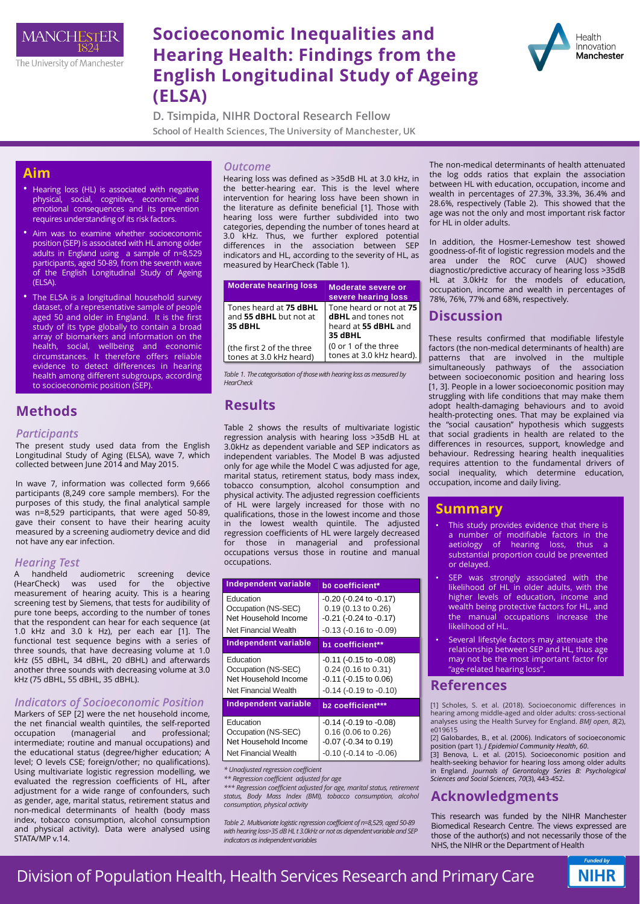# Socioeconomic Inequalities and Hearing Health: Findings from the English Longitudinal Study of Ageing (ELSA)

**D. Tsimpida, NIHR Doctoral Research Fellow**

School of Health Sciences, The University of Manchester, UK

## Aim

- Hearing loss (HL) is associated with negative physical, social, cognitive, economic and emotional consequences and its prevention requires understanding of its risk factors.
- Aim was to examine whether socioeconomic position (SEP) is associated with HL among older adults in England using a sample of n=8,529 participants, aged 50-89, from the seventh wave of the English Longitudinal Study of Ageing (ELSA).
- The ELSA is a longitudinal household survey dataset, of a representative sample of people aged 50 and older in England. It is the first study of its type globally to contain a broad array of biomarkers and information on the health, social, wellbeing and economic circumstances. It therefore offers reliable evidence to detect differences in hearing health among different subgroups, according to socioeconomic position (SEP).

## Methods

### Participants

The present study used data from the English Longitudinal Study of Aging (ELSA), wave 7, which collected between June 2014 and May 2015.

In wave 7, information was collected form 9,666 participants (8,249 core sample members). For the purposes of this study, the final analytical sample was n=8,529 participants, that were aged 50-89, gave their consent to have their hearing acuity measured by a screening audiometry device and did not have any ear infection.

### Hearing Test

A handheld audiometric screening device (HearCheck) was used for the objective measurement of hearing acuity. This is a hearing screening test by Siemens, that tests for audibility of pure tone beeps, according to the number of tones that the respondent can hear for each sequence (at 1.0 kHz and 3.0 k Hz), per each ear [1]. The functional test sequence begins with a series of three sounds, that have decreasing volume at 1.0 kHz (55 dBHL, 34 dBHL, 20 dBHL) and afterwards another three sounds with decreasing volume at 3.0 kHz (75 dBHL, 55 dBHL, 35 dBHL).

### Indicators of Socioeconomic Position

Markers of SEP [2] were the net household income, the net financial wealth quintiles, the self-reported occupation (managerial and professional; intermediate; routine and manual occupations) and the educational status (degree/higher education; A level; O levels CSE; foreign/other; no qualifications). Using multivariate logistic regression modelling, we evaluated the regression coefficients of HL, after adjustment for a wide range of confounders, such as gender, age, marital status, retirement status and non-medical determinants of health (body mass index, tobacco consumption, alcohol consumption and physical activity). Data were analysed using STATA/MP v.14.

### Outcome

Hearing loss was defined as >35dB HL at 3.0 kHz, in the better-hearing ear. This is the level where intervention for hearing loss have been shown in the literature as definite beneficial [1]. Those with hearing loss were further subdivided into two categories, depending the number of tones heard at 3.0 kHz. Thus, we further explored potential differences in the association between SEP indicators and HL, according to the severity of HL, as measured by HearCheck (Table 1).

| Moderate hearing loss | Moderate severe or severe hearing loss |
|---|---|
| Tones heard at **75 dBHL** and **55 dBHL** but not at **35 dBHL** | Tone heard or not at **75 dBHL** and tones not heard at **55 dBHL** and **35 dBHL** |
| (the first 2 of the three tones at 3.0 kHz heard) | (0 or 1 of the three tones at 3.0 kHz heard). |

*Table 1. The categorisation of those with hearing loss as measured by HearCheck*

## Results

Table 2 shows the results of multivariate logistic regression analysis with hearing loss >35dB HL at 3.0kHz as dependent variable and SEP indicators as independent variables. The Model B was adjusted only for age while the Model C was adjusted for age, marital status, retirement status, body mass index, tobacco consumption, alcohol consumption and physical activity. The adjusted regression coefficients of HL were largely increased for those with no qualifications, those in the lowest income and those in the lowest wealth quintile. The adjusted regression coefficients of HL were largely decreased for those in managerial and professional occupations versus those in routine and manual occupations.

| Independent variable | b0 coefficient* |
|---|---|
| Education | -0.20 (-0.24 to -0.17) |
| Occupation (NS-SEC) | 0.19 (0.13 to 0.26) |
| Net Household Income | -0.21 (-0.24 to -0.17) |
| Net Financial Wealth | -0.13 (-0.16 to -0.09) |
| **Independent variable** | **b1 coefficient\*\*** |
| Education | -0.11 (-0.15 to -0.08) |
| Occupation (NS-SEC) | 0.24 (0.16 to 0.31) |
| Net Household Income | -0.11 (-0.15 to 0.06) |
| Net Financial Wealth | -0.14 (-0.19 to -0.10) |
| **Independent variable** | **b2 coefficient\*\*\*** |
| Education | -0.14 (-0.19 to -0.08) |
| Occupation (NS-SEC) | 0.16 (0.06 to 0.26) |
| Net Household Income | -0.07 (-0.34 to 0.19) |
| Net Financial Wealth | -0.10 (-0.14 to -0.06) |

*\* Unadjusted regression coefficient*

*\*\* Regression coefficient adjusted for age*

*\*\*\* Regression coefficient adjusted for age, marital status, retirement status, Body Mass Index (BMI), tobacco consumption, alcohol consumption, physical activity*

*Table 2. Multivariate logistic regression coefficient of n=8,529, aged 50-89 with hearing loss>35 dB HL t 3.0kHz or not as dependent variable and SEP indicators as independent variables*

The non-medical determinants of health attenuated the log odds ratios that explain the association between HL with education, occupation, income and wealth in percentages of 27.3%, 33.3%, 36.4% and 28.6%, respectively (Table 2). This showed that the age was not the only and most important risk factor for HL in older adults.

In addition, the Hosmer-Lemeshow test showed goodness-of-fit of logistic regression models and the area under the ROC curve (AUC) showed diagnostic/predictive accuracy of hearing loss >35dB HL at 3.0kHz for the models of education, occupation, income and wealth in percentages of 78%, 76%, 77% and 68%, respectively.

## Discussion

These results confirmed that modifiable lifestyle factors (the non-medical determinants of health) are patterns that are involved in the multiple simultaneously pathways of the association between socioeconomic position and hearing loss [1, 3]. People in a lower socioeconomic position may struggling with life conditions that may make them adopt health-damaging behaviours and to avoid health-protecting ones. That may be explained via the "social causation" hypothesis which suggests that social gradients in health are related to the differences in resources, support, knowledge and behaviour. Redressing hearing health inequalities requires attention to the fundamental drivers of social inequality, which determine education, occupation, income and daily living.

## Summary

- This study provides evidence that there is a number of modifiable factors in the aetiology of hearing loss, thus a substantial proportion could be prevented or delayed.
- SEP was strongly associated with the likelihood of HL in older adults, with the higher levels of education, income and wealth being protective factors for HL, and the manual occupations increase the likelihood of HL.
- Several lifestyle factors may attenuate the relationship between SEP and HL, thus age may not be the most important factor for "age-related hearing loss".

## References

[1] Scholes, S. et al. (2018). Socioeconomic differences in hearing among middle-aged and older adults: cross-sectional analyses using the Health Survey for England. *BMJ open*, *8*(2), e019615

[2] Galobardes, B., et al. (2006). Indicators of socioeconomic position (part 1). *J Epidemiol Community Health*, *60*.

[3] Benova, L. et al. (2015). Socioeconomic position and health-seeking behavior for hearing loss among older adults in England. *Journals of Gerontology Series B: Psychological Sciences and Social Sciences*, *70*(3), 443-452.

## Acknowledgments

This research was funded by the NIHR Manchester Biomedical Research Centre. The views expressed are those of the author(s) and not necessarily those of the NHS, the NIHR or the Department of Health

Division of Population Health, Health Services Research and Primary Care